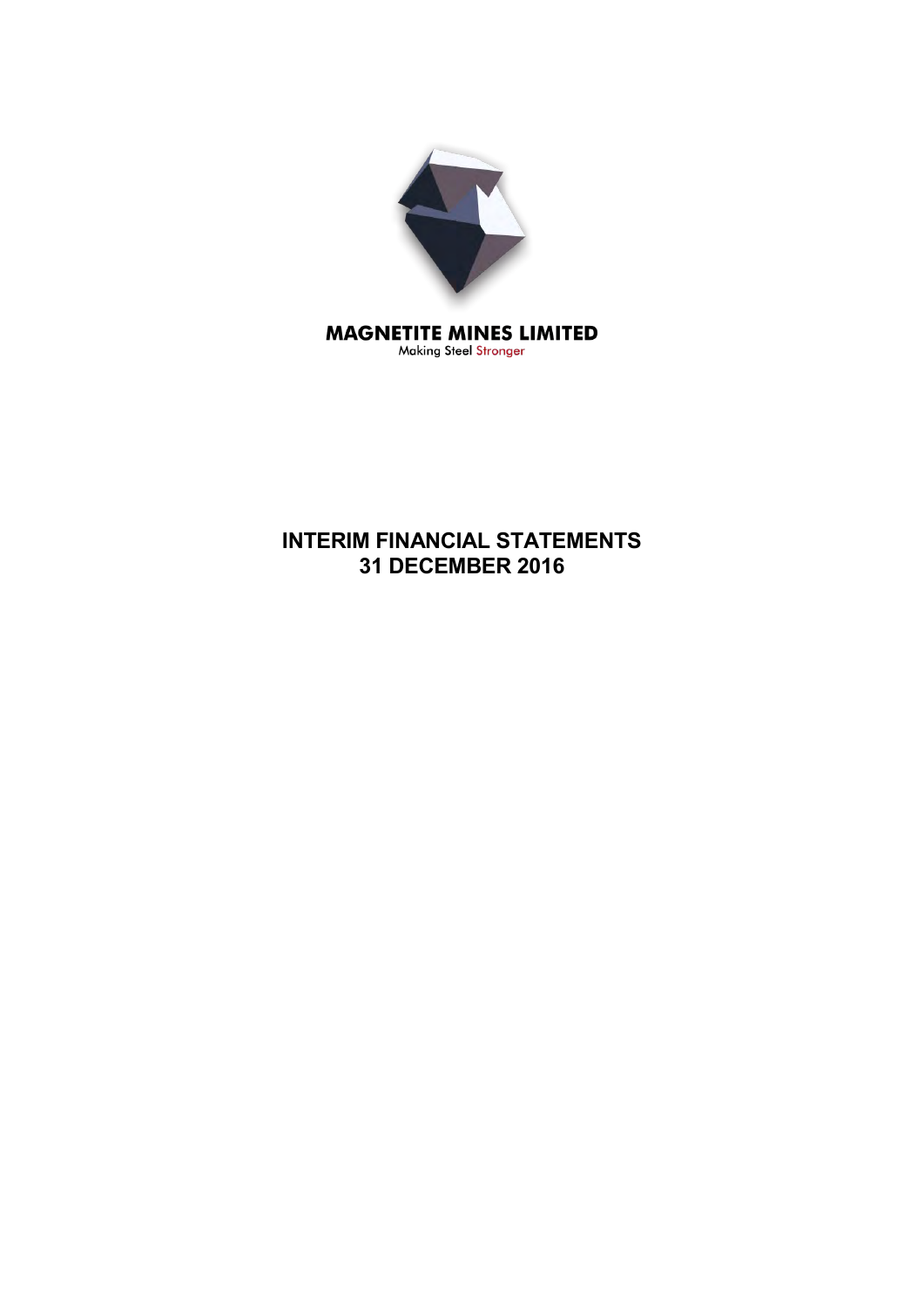**MAGNETITE MINES LIMITED**

Making Steel Stronger

# INTERIM FINANCIAL STATEMENTS
# 31 DECEMBER 2016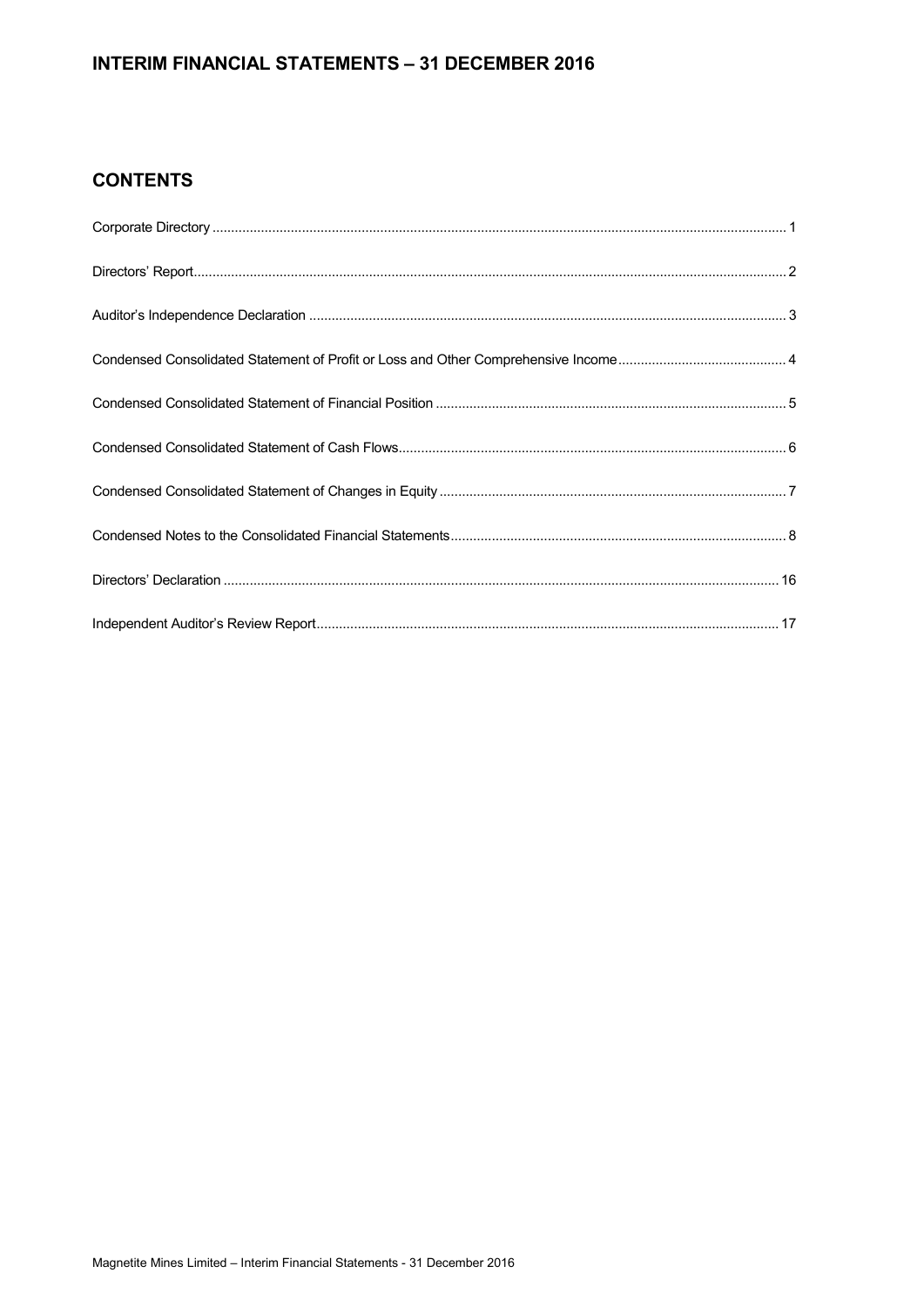# INTERIM FINANCIAL STATEMENTS – 31 DECEMBER 2016

## CONTENTS

Corporate Directory ........................................................................ 1

Directors' Report ........................................................................ 2

Auditor's Independence Declaration ........................................................................ 3

Condensed Consolidated Statement of Profit or Loss and Other Comprehensive Income ........................................................................ 4

Condensed Consolidated Statement of Financial Position ........................................................................ 5

Condensed Consolidated Statement of Cash Flows ........................................................................ 6

Condensed Consolidated Statement of Changes in Equity ........................................................................ 7

Condensed Notes to the Consolidated Financial Statements ........................................................................ 8

Directors' Declaration ........................................................................ 16

Independent Auditor's Review Report ........................................................................ 17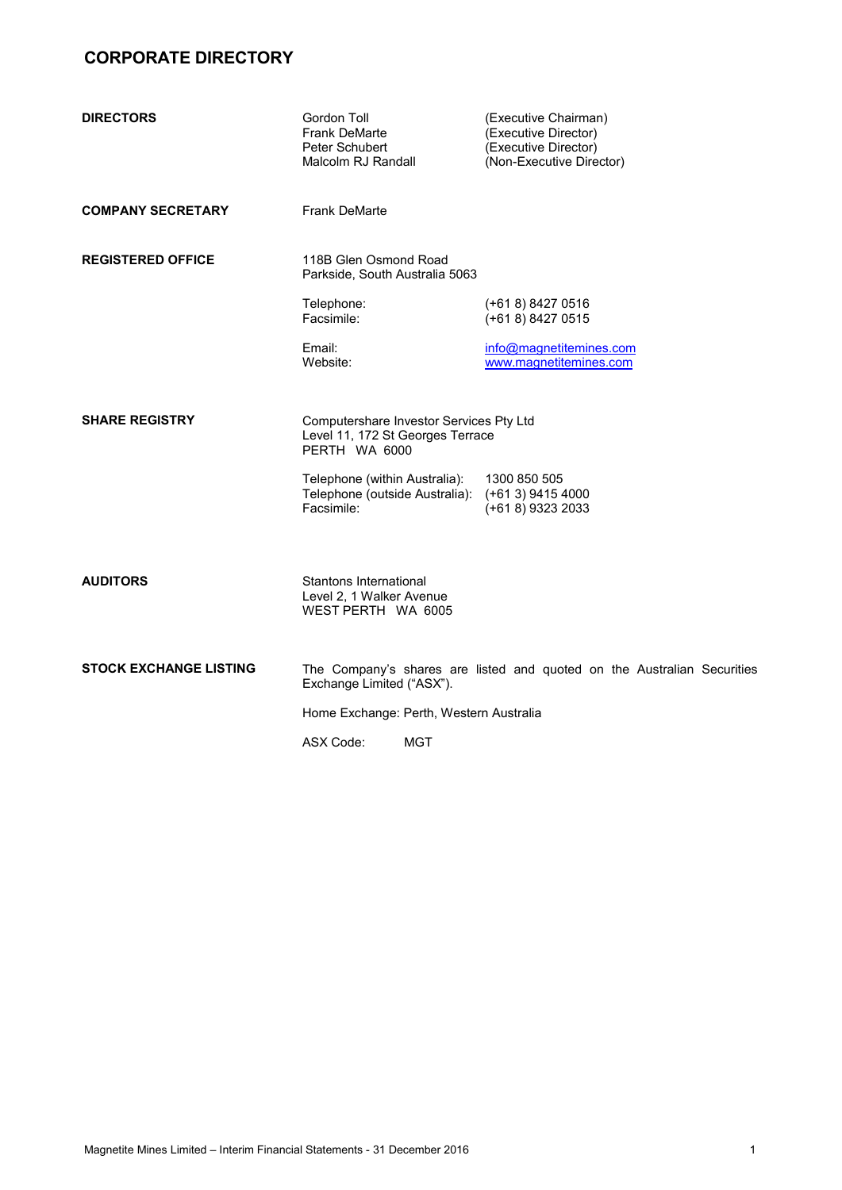# CORPORATE DIRECTORY

**DIRECTORS**

| | |
|---|---|
| Gordon Toll | (Executive Chairman) |
| Frank DeMarte | (Executive Director) |
| Peter Schubert | (Executive Director) |
| Malcolm RJ Randall | (Non-Executive Director) |

**COMPANY SECRETARY**

Frank DeMarte

**REGISTERED OFFICE**

118B Glen Osmond Road
Parkside, South Australia 5063

| | |
|---|---|
| Telephone: | (+61 8) 8427 0516 |
| Facsimile: | (+61 8) 8427 0515 |
| Email: | info@magnetitemines.com |
| Website: | www.magnetitemines.com |

**SHARE REGISTRY**

Computershare Investor Services Pty Ltd
Level 11, 172 St Georges Terrace
PERTH WA 6000

| | |
|---|---|
| Telephone (within Australia): | 1300 850 505 |
| Telephone (outside Australia): | (+61 3) 9415 4000 |
| Facsimile: | (+61 8) 9323 2033 |

**AUDITORS**

Stantons International
Level 2, 1 Walker Avenue
WEST PERTH WA 6005

**STOCK EXCHANGE LISTING**

The Company's shares are listed and quoted on the Australian Securities Exchange Limited ("ASX").

Home Exchange: Perth, Western Australia

ASX Code: MGT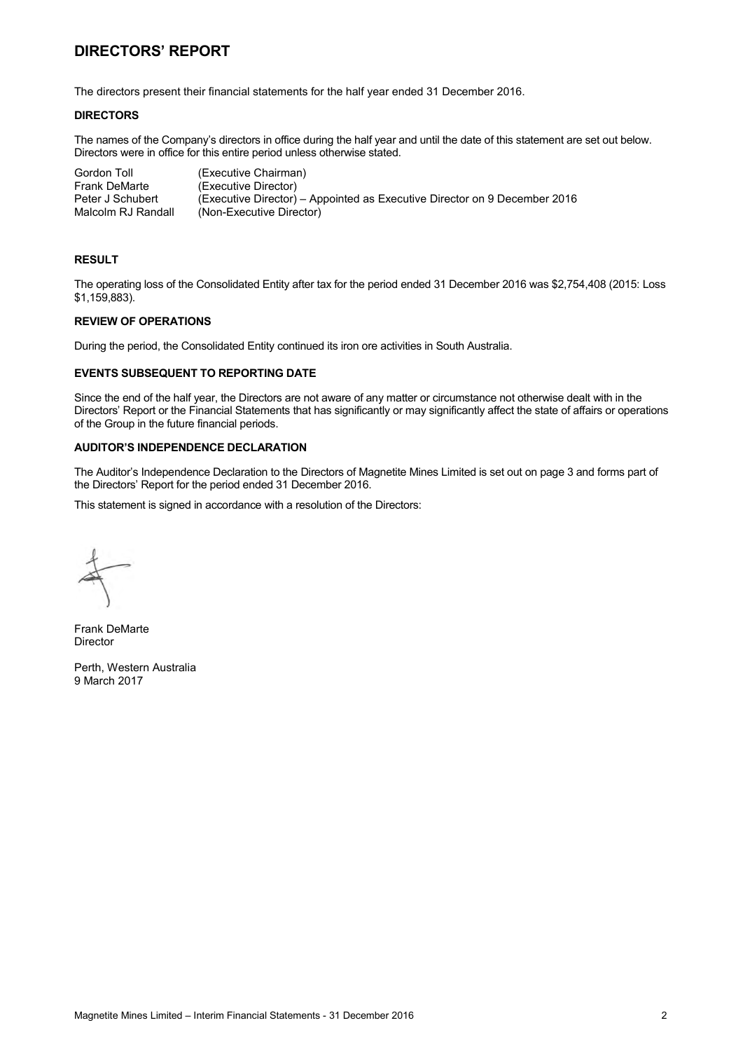# DIRECTORS' REPORT

The directors present their financial statements for the half year ended 31 December 2016.

### DIRECTORS

The names of the Company's directors in office during the half year and until the date of this statement are set out below. Directors were in office for this entire period unless otherwise stated.

| | |
|---|---|
| Gordon Toll | (Executive Chairman) |
| Frank DeMarte | (Executive Director) |
| Peter J Schubert | (Executive Director) – Appointed as Executive Director on 9 December 2016 |
| Malcolm RJ Randall | (Non-Executive Director) |

### RESULT

The operating loss of the Consolidated Entity after tax for the period ended 31 December 2016 was $2,754,408 (2015: Loss $1,159,883).

### REVIEW OF OPERATIONS

During the period, the Consolidated Entity continued its iron ore activities in South Australia.

### EVENTS SUBSEQUENT TO REPORTING DATE

Since the end of the half year, the Directors are not aware of any matter or circumstance not otherwise dealt with in the Directors' Report or the Financial Statements that has significantly or may significantly affect the state of affairs or operations of the Group in the future financial periods.

### AUDITOR'S INDEPENDENCE DECLARATION

The Auditor's Independence Declaration to the Directors of Magnetite Mines Limited is set out on page 3 and forms part of the Directors' Report for the period ended 31 December 2016.

This statement is signed in accordance with a resolution of the Directors:

Frank DeMarte
Director

Perth, Western Australia
9 March 2017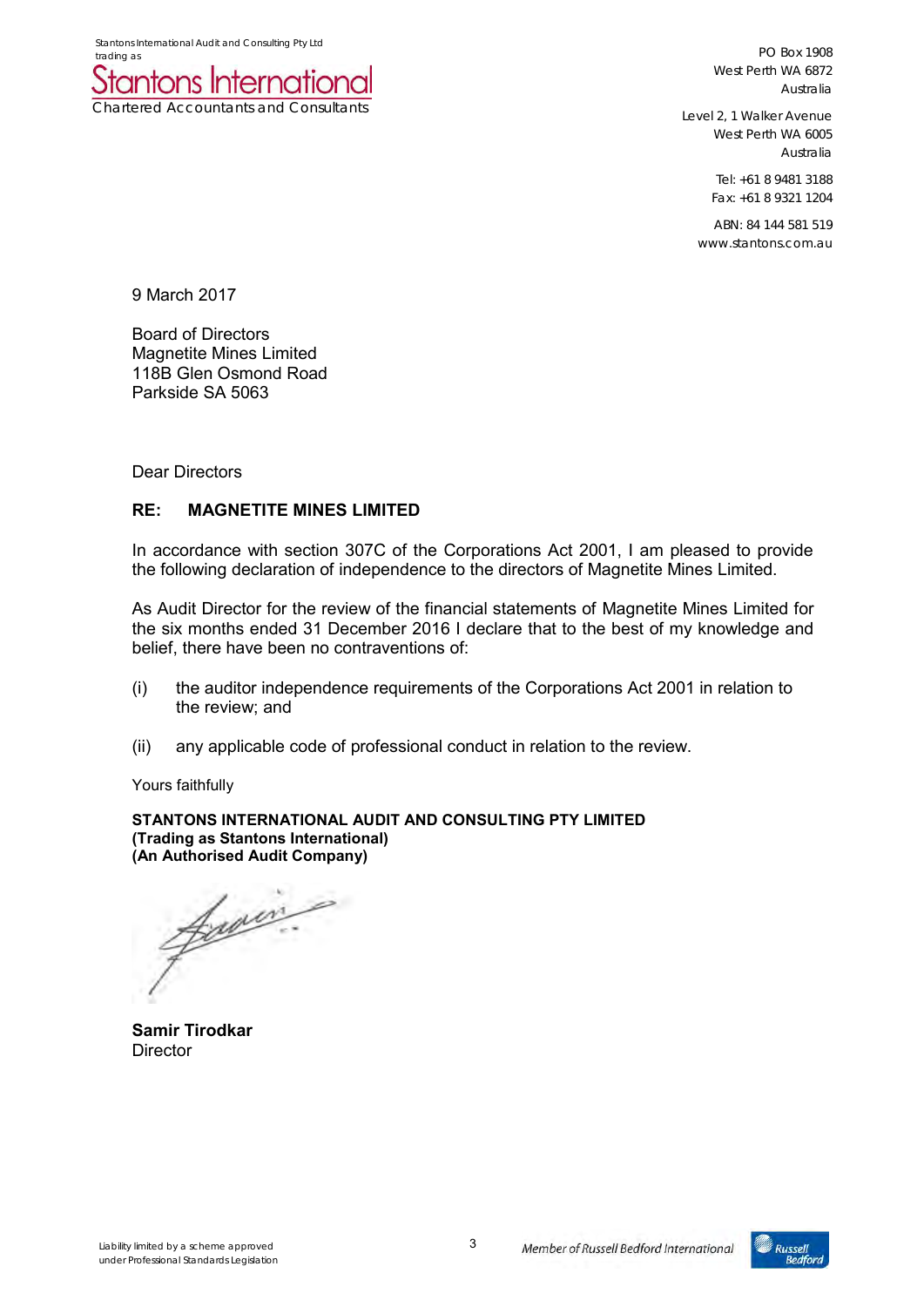Stantons International Audit and Consulting Pty Ltd trading as

**Stantons International**

Chartered Accountants and Consultants

PO Box 1908
West Perth WA 6872
Australia

Level 2, 1 Walker Avenue
West Perth WA 6005
Australia

Tel: +61 8 9481 3188
Fax: +61 8 9321 1204

ABN: 84 144 581 519
www.stantons.com.au

9 March 2017

Board of Directors
Magnetite Mines Limited
118B Glen Osmond Road
Parkside SA 5063

Dear Directors

**RE: MAGNETITE MINES LIMITED**

In accordance with section 307C of the Corporations Act 2001, I am pleased to provide the following declaration of independence to the directors of Magnetite Mines Limited.

As Audit Director for the review of the financial statements of Magnetite Mines Limited for the six months ended 31 December 2016 I declare that to the best of my knowledge and belief, there have been no contraventions of:

(i) the auditor independence requirements of the Corporations Act 2001 in relation to the review; and

(ii) any applicable code of professional conduct in relation to the review.

Yours faithfully

**STANTONS INTERNATIONAL AUDIT AND CONSULTING PTY LIMITED**
**(Trading as Stantons International)**
**(An Authorised Audit Company)**

**Samir Tirodkar**
Director

Liability limited by a scheme approved under Professional Standards Legislation

Member of Russell Bedford International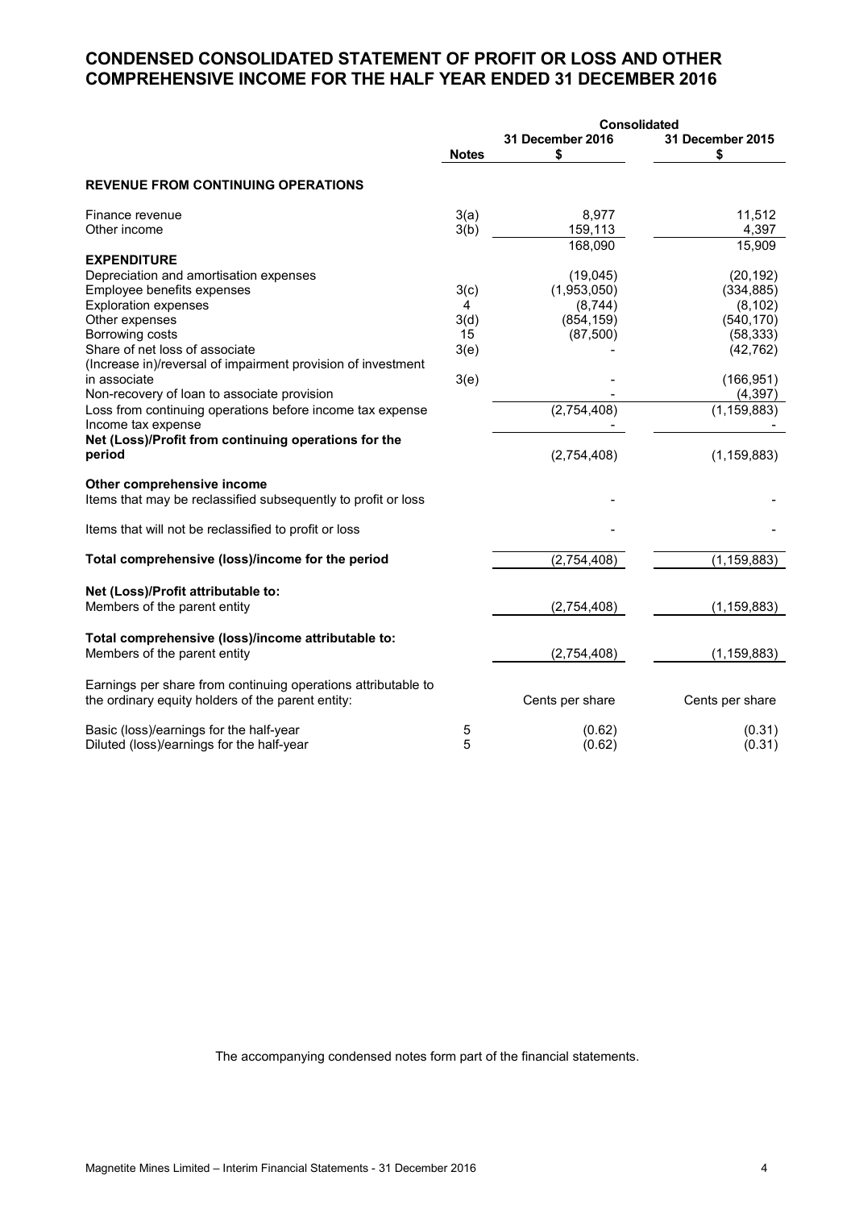# CONDENSED CONSOLIDATED STATEMENT OF PROFIT OR LOSS AND OTHER COMPREHENSIVE INCOME FOR THE HALF YEAR ENDED 31 DECEMBER 2016

| | Notes | Consolidated 31 December 2016 $ | 31 December 2015 $ |
|---|---|---|---|
| **REVENUE FROM CONTINUING OPERATIONS** | | | |
| Finance revenue | 3(a) | 8,977 | 11,512 |
| Other income | 3(b) | 159,113 | 4,397 |
| | | 168,090 | 15,909 |
| **EXPENDITURE** | | | |
| Depreciation and amortisation expenses | | (19,045) | (20,192) |
| Employee benefits expenses | 3(c) | (1,953,050) | (334,885) |
| Exploration expenses | 4 | (8,744) | (8,102) |
| Other expenses | 3(d) | (854,159) | (540,170) |
| Borrowing costs | 15 | (87,500) | (58,333) |
| Share of net loss of associate | 3(e) | - | (42,762) |
| (Increase in)/reversal of impairment provision of investment in associate | 3(e) | - | (166,951) |
| Non-recovery of loan to associate provision | | - | (4,397) |
| Loss from continuing operations before income tax expense | | (2,754,408) | (1,159,883) |
| Income tax expense | | - | - |
| **Net (Loss)/Profit from continuing operations for the period** | | (2,754,408) | (1,159,883) |
| **Other comprehensive income** | | | |
| Items that may be reclassified subsequently to profit or loss | | - | - |
| Items that will not be reclassified to profit or loss | | - | - |
| **Total comprehensive (loss)/income for the period** | | (2,754,408) | (1,159,883) |
| **Net (Loss)/Profit attributable to:** | | | |
| Members of the parent entity | | (2,754,408) | (1,159,883) |
| **Total comprehensive (loss)/income attributable to:** | | | |
| Members of the parent entity | | (2,754,408) | (1,159,883) |
| Earnings per share from continuing operations attributable to the ordinary equity holders of the parent entity: | | Cents per share | Cents per share |
| Basic (loss)/earnings for the half-year | 5 | (0.62) | (0.31) |
| Diluted (loss)/earnings for the half-year | 5 | (0.62) | (0.31) |

The accompanying condensed notes form part of the financial statements.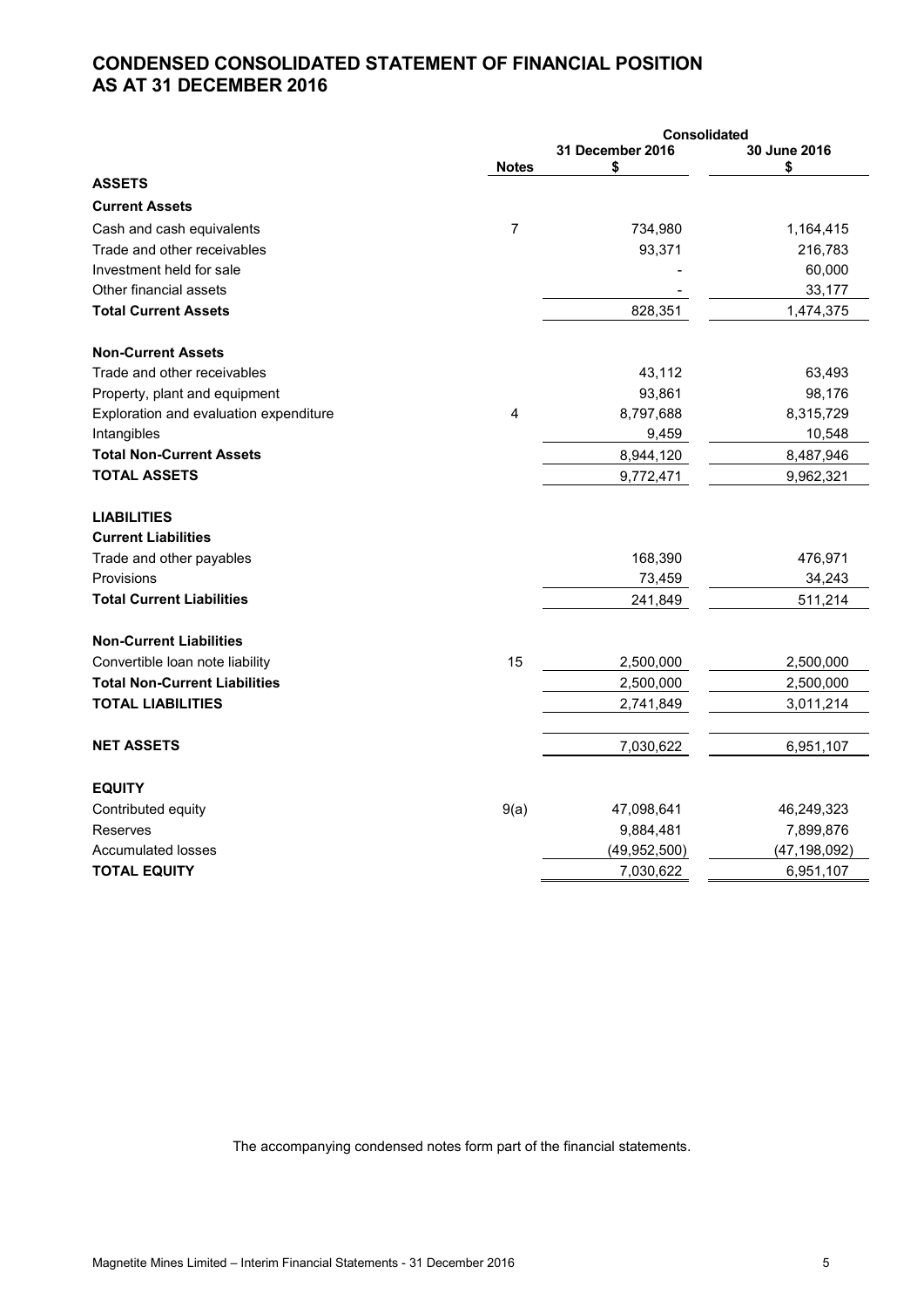# CONDENSED CONSOLIDATED STATEMENT OF FINANCIAL POSITION AS AT 31 DECEMBER 2016

| | Notes | Consolidated 31 December 2016 $ | Consolidated 30 June 2016 $ |
|---|---|---|---|
| **ASSETS** | | | |
| **Current Assets** | | | |
| Cash and cash equivalents | 7 | 734,980 | 1,164,415 |
| Trade and other receivables | | 93,371 | 216,783 |
| Investment held for sale | | - | 60,000 |
| Other financial assets | | - | 33,177 |
| **Total Current Assets** | | 828,351 | 1,474,375 |
| | | | |
| **Non-Current Assets** | | | |
| Trade and other receivables | | 43,112 | 63,493 |
| Property, plant and equipment | | 93,861 | 98,176 |
| Exploration and evaluation expenditure | 4 | 8,797,688 | 8,315,729 |
| Intangibles | | 9,459 | 10,548 |
| **Total Non-Current Assets** | | 8,944,120 | 8,487,946 |
| **TOTAL ASSETS** | | 9,772,471 | 9,962,321 |
| | | | |
| **LIABILITIES** | | | |
| **Current Liabilities** | | | |
| Trade and other payables | | 168,390 | 476,971 |
| Provisions | | 73,459 | 34,243 |
| **Total Current Liabilities** | | 241,849 | 511,214 |
| | | | |
| **Non-Current Liabilities** | | | |
| Convertible loan note liability | 15 | 2,500,000 | 2,500,000 |
| **Total Non-Current Liabilities** | | 2,500,000 | 2,500,000 |
| **TOTAL LIABILITIES** | | 2,741,849 | 3,011,214 |
| | | | |
| **NET ASSETS** | | 7,030,622 | 6,951,107 |
| | | | |
| **EQUITY** | | | |
| Contributed equity | 9(a) | 47,098,641 | 46,249,323 |
| Reserves | | 9,884,481 | 7,899,876 |
| Accumulated losses | | (49,952,500) | (47,198,092) |
| **TOTAL EQUITY** | | 7,030,622 | 6,951,107 |

The accompanying condensed notes form part of the financial statements.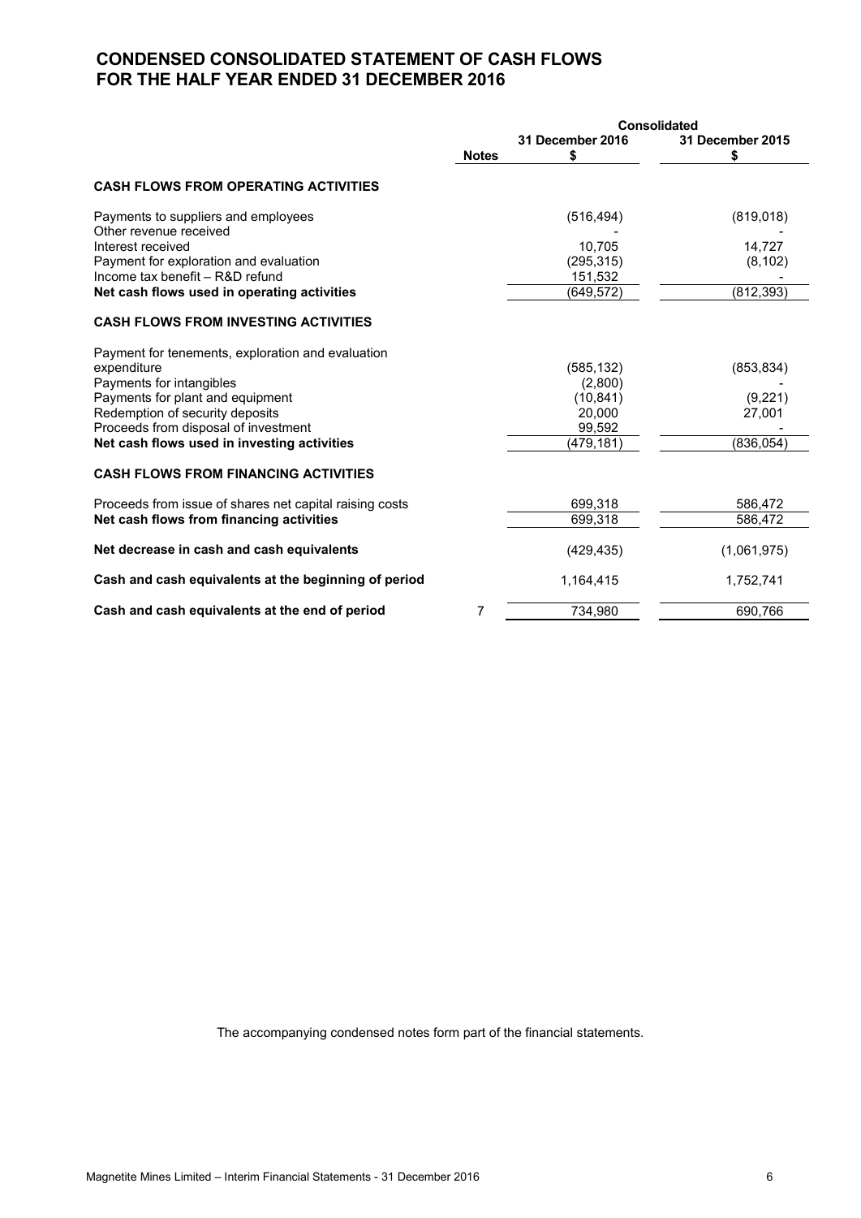# CONDENSED CONSOLIDATED STATEMENT OF CASH FLOWS
# FOR THE HALF YEAR ENDED 31 DECEMBER 2016

| | Notes | Consolidated 31 December 2016 $ | 31 December 2015 $ |
|---|---|---|---|
| **CASH FLOWS FROM OPERATING ACTIVITIES** | | | |
| Payments to suppliers and employees | | (516,494) | (819,018) |
| Other revenue received | | - | - |
| Interest received | | 10,705 | 14,727 |
| Payment for exploration and evaluation | | (295,315) | (8,102) |
| Income tax benefit – R&D refund | | 151,532 | - |
| **Net cash flows used in operating activities** | | (649,572) | (812,393) |
| **CASH FLOWS FROM INVESTING ACTIVITIES** | | | |
| Payment for tenements, exploration and evaluation expenditure | | (585,132) | (853,834) |
| Payments for intangibles | | (2,800) | - |
| Payments for plant and equipment | | (10,841) | (9,221) |
| Redemption of security deposits | | 20,000 | 27,001 |
| Proceeds from disposal of investment | | 99,592 | - |
| **Net cash flows used in investing activities** | | (479,181) | (836,054) |
| **CASH FLOWS FROM FINANCING ACTIVITIES** | | | |
| Proceeds from issue of shares net capital raising costs | | 699,318 | 586,472 |
| **Net cash flows from financing activities** | | 699,318 | 586,472 |
| **Net decrease in cash and cash equivalents** | | (429,435) | (1,061,975) |
| **Cash and cash equivalents at the beginning of period** | | 1,164,415 | 1,752,741 |
| **Cash and cash equivalents at the end of period** | 7 | 734,980 | 690,766 |

The accompanying condensed notes form part of the financial statements.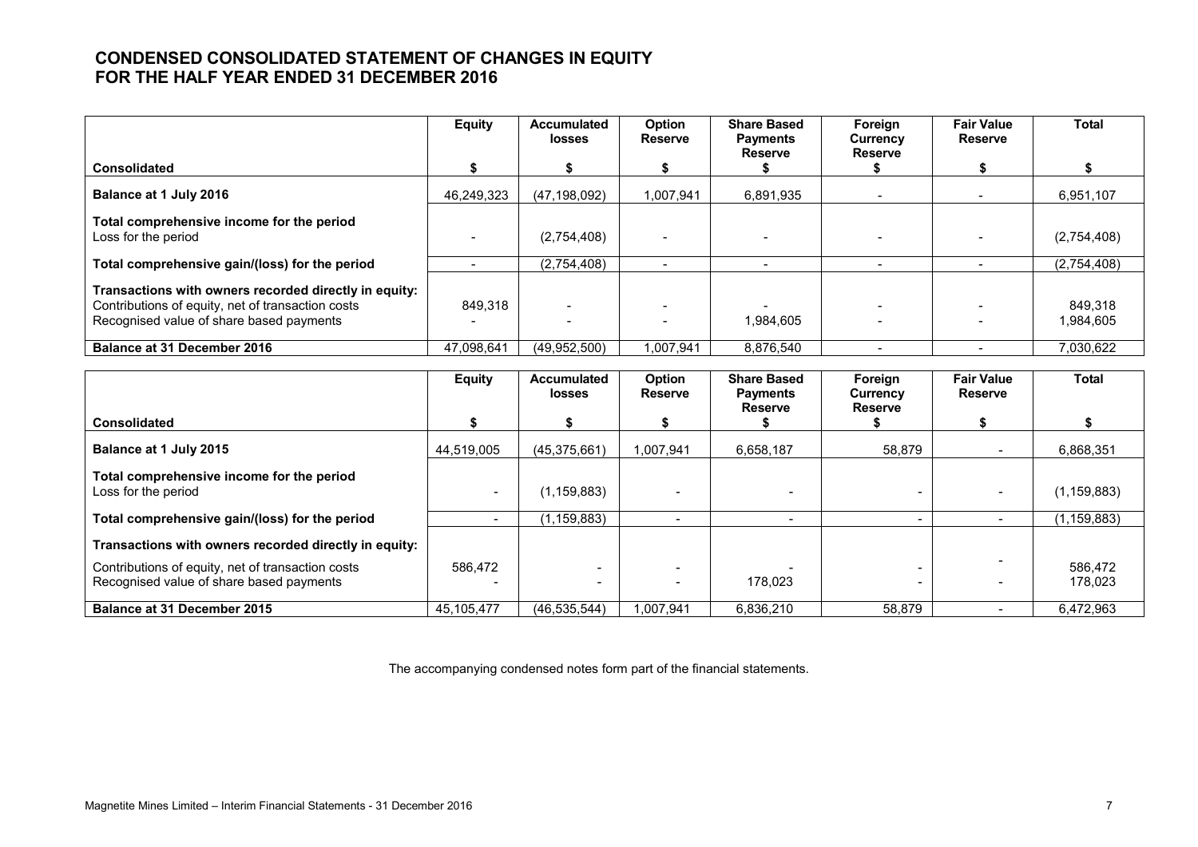# CONDENSED CONSOLIDATED STATEMENT OF CHANGES IN EQUITY
# FOR THE HALF YEAR ENDED 31 DECEMBER 2016

| Consolidated | Equity<br>$ | Accumulated losses<br>$ | Option Reserve<br>$ | Share Based Payments Reserve<br>$ | Foreign Currency Reserve<br>$ | Fair Value Reserve<br>$ | Total<br>$ |
|---|---|---|---|---|---|---|---|
| **Balance at 1 July 2016** | 46,249,323 | (47,198,092) | 1,007,941 | 6,891,935 | - | - | 6,951,107 |
| **Total comprehensive income for the period** | | | | | | | |
| Loss for the period | - | (2,754,408) | - | - | - | - | (2,754,408) |
| **Total comprehensive gain/(loss) for the period** | - | (2,754,408) | - | - | - | - | (2,754,408) |
| **Transactions with owners recorded directly in equity:** | | | | | | | |
| Contributions of equity, net of transaction costs | 849,318 | - | - | - | - | - | 849,318 |
| Recognised value of share based payments | - | - | - | 1,984,605 | - | - | 1,984,605 |
| **Balance at 31 December 2016** | 47,098,641 | (49,952,500) | 1,007,941 | 8,876,540 | - | - | 7,030,622 |

| Consolidated | Equity<br>$ | Accumulated losses<br>$ | Option Reserve<br>$ | Share Based Payments Reserve<br>$ | Foreign Currency Reserve<br>$ | Fair Value Reserve<br>$ | Total<br>$ |
|---|---|---|---|---|---|---|---|
| **Balance at 1 July 2015** | 44,519,005 | (45,375,661) | 1,007,941 | 6,658,187 | 58,879 | - | 6,868,351 |
| **Total comprehensive income for the period** | | | | | | | |
| Loss for the period | - | (1,159,883) | - | - | - | - | (1,159,883) |
| **Total comprehensive gain/(loss) for the period** | - | (1,159,883) | - | - | - | - | (1,159,883) |
| **Transactions with owners recorded directly in equity:** | | | | | | | |
| Contributions of equity, net of transaction costs | 586,472 | - | - | - | - | - | 586,472 |
| Recognised value of share based payments | - | - | - | 178,023 | - | - | 178,023 |
| **Balance at 31 December 2015** | 45,105,477 | (46,535,544) | 1,007,941 | 6,836,210 | 58,879 | - | 6,472,963 |

The accompanying condensed notes form part of the financial statements.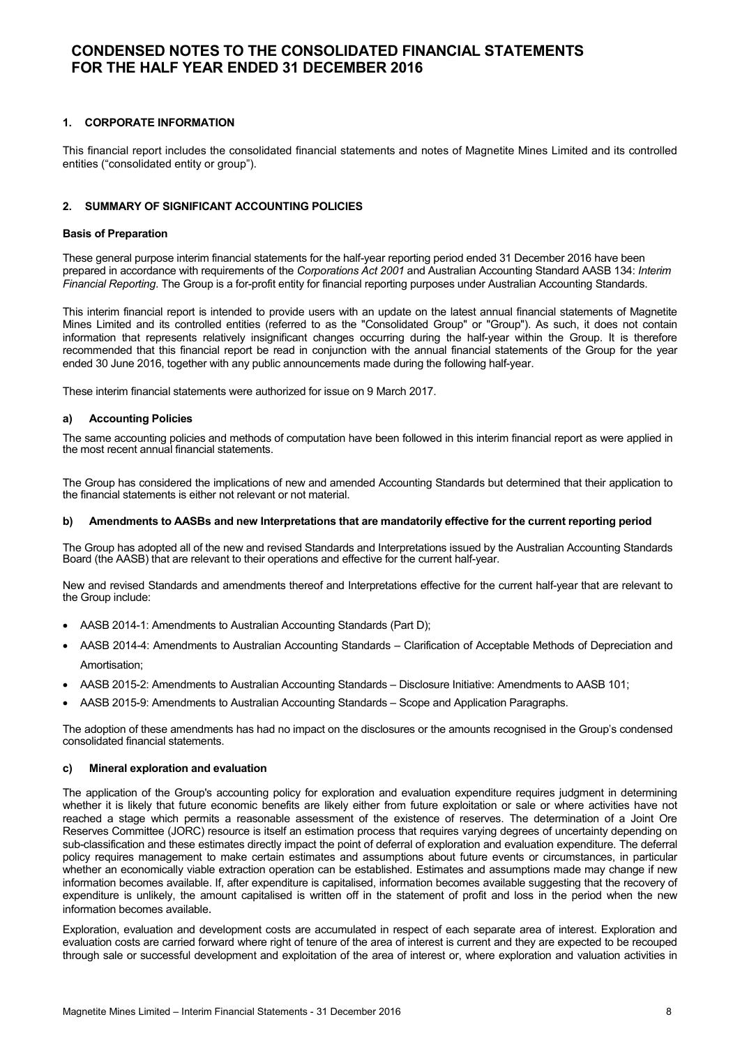# CONDENSED NOTES TO THE CONSOLIDATED FINANCIAL STATEMENTS FOR THE HALF YEAR ENDED 31 DECEMBER 2016

## 1. CORPORATE INFORMATION

This financial report includes the consolidated financial statements and notes of Magnetite Mines Limited and its controlled entities ("consolidated entity or group").

## 2. SUMMARY OF SIGNIFICANT ACCOUNTING POLICIES

### Basis of Preparation

These general purpose interim financial statements for the half-year reporting period ended 31 December 2016 have been prepared in accordance with requirements of the *Corporations Act 2001* and Australian Accounting Standard AASB 134: *Interim Financial Reporting*. The Group is a for-profit entity for financial reporting purposes under Australian Accounting Standards.

This interim financial report is intended to provide users with an update on the latest annual financial statements of Magnetite Mines Limited and its controlled entities (referred to as the "Consolidated Group" or "Group"). As such, it does not contain information that represents relatively insignificant changes occurring during the half-year within the Group. It is therefore recommended that this financial report be read in conjunction with the annual financial statements of the Group for the year ended 30 June 2016, together with any public announcements made during the following half-year.

These interim financial statements were authorized for issue on 9 March 2017.

### a) Accounting Policies

The same accounting policies and methods of computation have been followed in this interim financial report as were applied in the most recent annual financial statements.

The Group has considered the implications of new and amended Accounting Standards but determined that their application to the financial statements is either not relevant or not material.

### b) Amendments to AASBs and new Interpretations that are mandatorily effective for the current reporting period

The Group has adopted all of the new and revised Standards and Interpretations issued by the Australian Accounting Standards Board (the AASB) that are relevant to their operations and effective for the current half-year.

New and revised Standards and amendments thereof and Interpretations effective for the current half-year that are relevant to the Group include:

- AASB 2014-1: Amendments to Australian Accounting Standards (Part D);
- AASB 2014-4: Amendments to Australian Accounting Standards – Clarification of Acceptable Methods of Depreciation and Amortisation;
- AASB 2015-2: Amendments to Australian Accounting Standards – Disclosure Initiative: Amendments to AASB 101;
- AASB 2015-9: Amendments to Australian Accounting Standards – Scope and Application Paragraphs.

The adoption of these amendments has had no impact on the disclosures or the amounts recognised in the Group's condensed consolidated financial statements.

### c) Mineral exploration and evaluation

The application of the Group's accounting policy for exploration and evaluation expenditure requires judgment in determining whether it is likely that future economic benefits are likely either from future exploitation or sale or where activities have not reached a stage which permits a reasonable assessment of the existence of reserves. The determination of a Joint Ore Reserves Committee (JORC) resource is itself an estimation process that requires varying degrees of uncertainty depending on sub-classification and these estimates directly impact the point of deferral of exploration and evaluation expenditure. The deferral policy requires management to make certain estimates and assumptions about future events or circumstances, in particular whether an economically viable extraction operation can be established. Estimates and assumptions made may change if new information becomes available. If, after expenditure is capitalised, information becomes available suggesting that the recovery of expenditure is unlikely, the amount capitalised is written off in the statement of profit and loss in the period when the new information becomes available.

Exploration, evaluation and development costs are accumulated in respect of each separate area of interest. Exploration and evaluation costs are carried forward where right of tenure of the area of interest is current and they are expected to be recouped through sale or successful development and exploitation of the area of interest or, where exploration and valuation activities in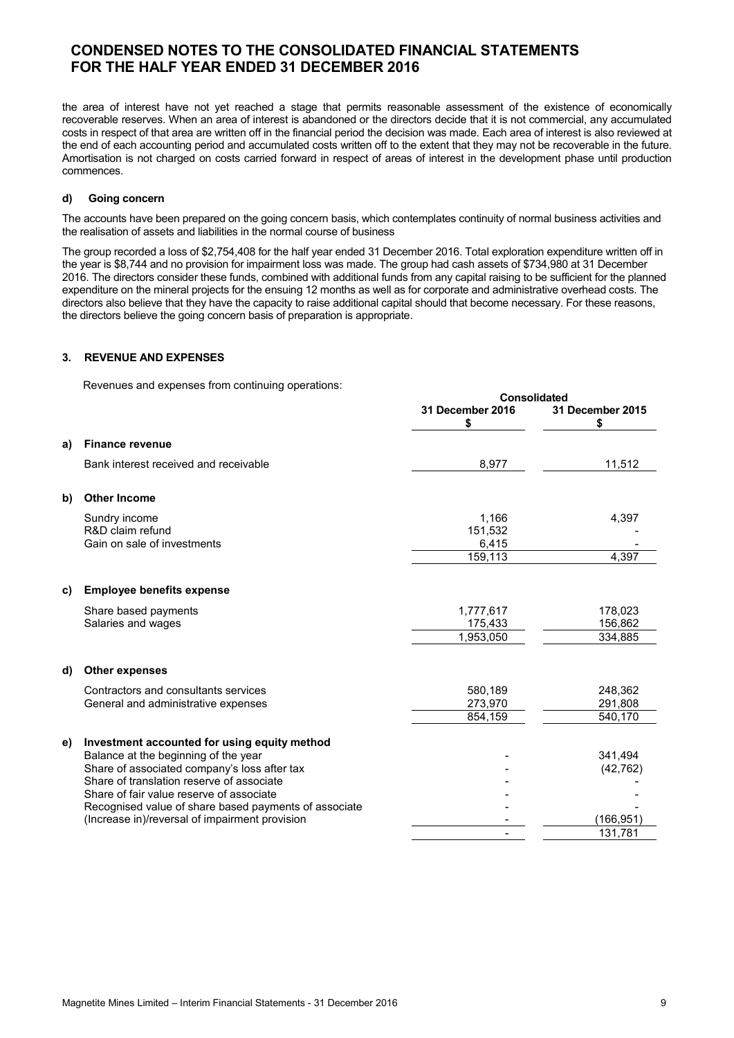the area of interest have not yet reached a stage that permits reasonable assessment of the existence of economically recoverable reserves. When an area of interest is abandoned or the directors decide that it is not commercial, any accumulated costs in respect of that area are written off in the financial period the decision was made. Each area of interest is also reviewed at the end of each accounting period and accumulated costs written off to the extent that they may not be recoverable in the future. Amortisation is not charged on costs carried forward in respect of areas of interest in the development phase until production commences.

**d) Going concern**

The accounts have been prepared on the going concern basis, which contemplates continuity of normal business activities and the realisation of assets and liabilities in the normal course of business

The group recorded a loss of $2,754,408 for the half year ended 31 December 2016. Total exploration expenditure written off in the year is $8,744 and no provision for impairment loss was made. The group had cash assets of $734,980 at 31 December 2016. The directors consider these funds, combined with additional funds from any capital raising to be sufficient for the planned expenditure on the mineral projects for the ensuing 12 months as well as for corporate and administrative overhead costs. The directors also believe that they have the capacity to raise additional capital should that become necessary. For these reasons, the directors believe the going concern basis of preparation is appropriate.

## 3. REVENUE AND EXPENSES

Revenues and expenses from continuing operations:

| | | Consolidated | |
|---|---|---|---|
| | | 31 December 2016 $ | 31 December 2015 $ |
| **a)** | **Finance revenue** | | |
| | Bank interest received and receivable | 8,977 | 11,512 |
| **b)** | **Other Income** | | |
| | Sundry income | 1,166 | 4,397 |
| | R&D claim refund | 151,532 | - |
| | Gain on sale of investments | 6,415 | - |
| | | 159,113 | 4,397 |
| **c)** | **Employee benefits expense** | | |
| | Share based payments | 1,777,617 | 178,023 |
| | Salaries and wages | 175,433 | 156,862 |
| | | 1,953,050 | 334,885 |
| **d)** | **Other expenses** | | |
| | Contractors and consultants services | 580,189 | 248,362 |
| | General and administrative expenses | 273,970 | 291,808 |
| | | 854,159 | 540,170 |
| **e)** | **Investment accounted for using equity method** | | |
| | Balance at the beginning of the year | - | 341,494 |
| | Share of associated company's loss after tax | - | (42,762) |
| | Share of translation reserve of associate | - | - |
| | Share of fair value reserve of associate | - | - |
| | Recognised value of share based payments of associate | - | - |
| | (Increase in)/reversal of impairment provision | - | (166,951) |
| | | - | 131,781 |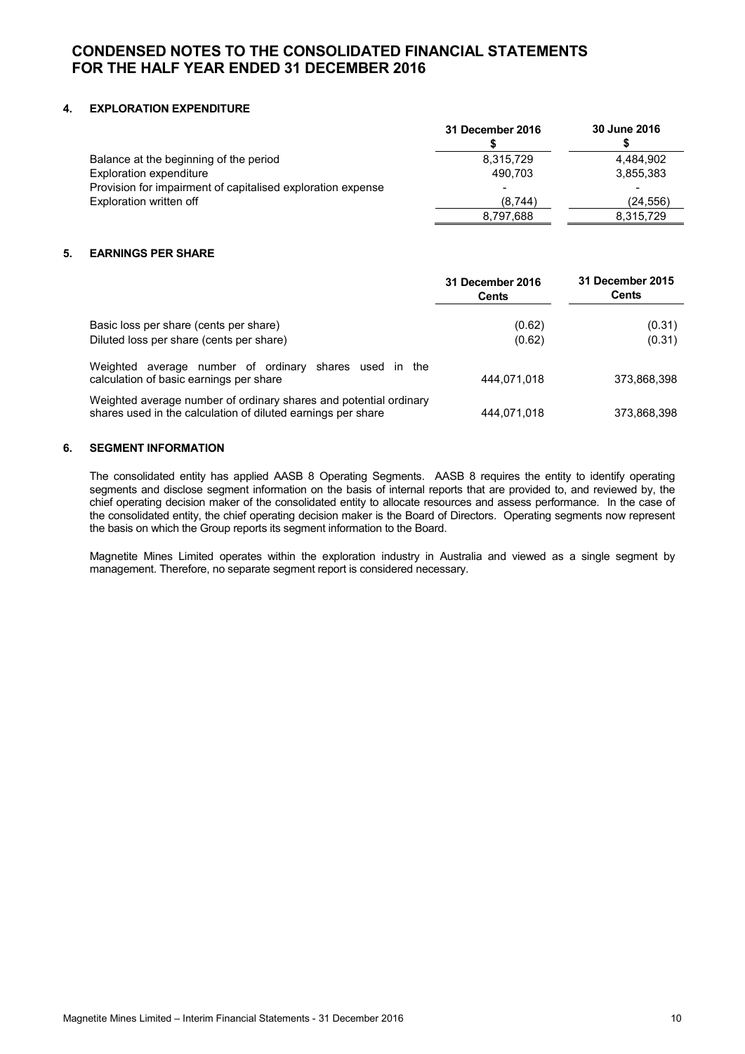# CONDENSED NOTES TO THE CONSOLIDATED FINANCIAL STATEMENTS FOR THE HALF YEAR ENDED 31 DECEMBER 2016

## 4. EXPLORATION EXPENDITURE

| | 31 December 2016 $ | 30 June 2016 $ |
|---|---|---|
| Balance at the beginning of the period | 8,315,729 | 4,484,902 |
| Exploration expenditure | 490,703 | 3,855,383 |
| Provision for impairment of capitalised exploration expense | - | - |
| Exploration written off | (8,744) | (24,556) |
| | 8,797,688 | 8,315,729 |

## 5. EARNINGS PER SHARE

| | 31 December 2016 Cents | 31 December 2015 Cents |
|---|---|---|
| Basic loss per share (cents per share) | (0.62) | (0.31) |
| Diluted loss per share (cents per share) | (0.62) | (0.31) |
| Weighted average number of ordinary shares used in the calculation of basic earnings per share | 444,071,018 | 373,868,398 |
| Weighted average number of ordinary shares and potential ordinary shares used in the calculation of diluted earnings per share | 444,071,018 | 373,868,398 |

## 6. SEGMENT INFORMATION

The consolidated entity has applied AASB 8 Operating Segments. AASB 8 requires the entity to identify operating segments and disclose segment information on the basis of internal reports that are provided to, and reviewed by, the chief operating decision maker of the consolidated entity to allocate resources and assess performance. In the case of the consolidated entity, the chief operating decision maker is the Board of Directors. Operating segments now represent the basis on which the Group reports its segment information to the Board.

Magnetite Mines Limited operates within the exploration industry in Australia and viewed as a single segment by management. Therefore, no separate segment report is considered necessary.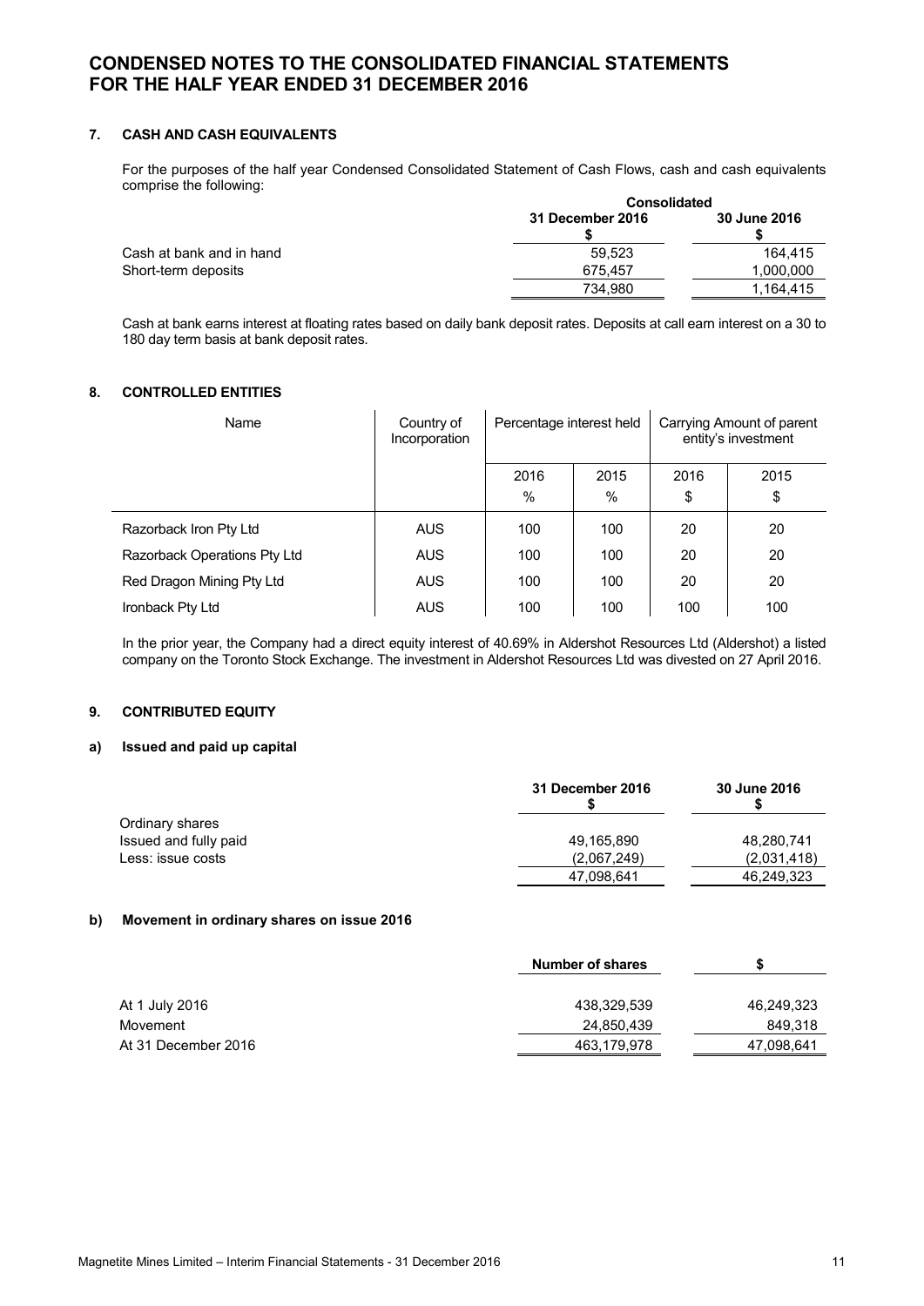# CONDENSED NOTES TO THE CONSOLIDATED FINANCIAL STATEMENTS FOR THE HALF YEAR ENDED 31 DECEMBER 2016

## 7. CASH AND CASH EQUIVALENTS

For the purposes of the half year Condensed Consolidated Statement of Cash Flows, cash and cash equivalents comprise the following:

| | Consolidated | |
|---|---|---|
| | 31 December 2016<br>$ | 30 June 2016<br>$ |
| Cash at bank and in hand | 59,523 | 164,415 |
| Short-term deposits | 675,457 | 1,000,000 |
| | 734,980 | 1,164,415 |

Cash at bank earns interest at floating rates based on daily bank deposit rates. Deposits at call earn interest on a 30 to 180 day term basis at bank deposit rates.

## 8. CONTROLLED ENTITIES

| Name | Country of Incorporation | Percentage interest held | | Carrying Amount of parent entity's investment | |
|---|---|---|---|---|---|
| | | 2016<br>% | 2015<br>% | 2016<br>$ | 2015<br>$ |
| Razorback Iron Pty Ltd | AUS | 100 | 100 | 20 | 20 |
| Razorback Operations Pty Ltd | AUS | 100 | 100 | 20 | 20 |
| Red Dragon Mining Pty Ltd | AUS | 100 | 100 | 20 | 20 |
| Ironback Pty Ltd | AUS | 100 | 100 | 100 | 100 |

In the prior year, the Company had a direct equity interest of 40.69% in Aldershot Resources Ltd (Aldershot) a listed company on the Toronto Stock Exchange. The investment in Aldershot Resources Ltd was divested on 27 April 2016.

## 9. CONTRIBUTED EQUITY

### a) Issued and paid up capital

| | 31 December 2016<br>$ | 30 June 2016<br>$ |
|---|---|---|
| Ordinary shares | | |
| Issued and fully paid | 49,165,890 | 48,280,741 |
| Less: issue costs | (2,067,249) | (2,031,418) |
| | 47,098,641 | 46,249,323 |

### b) Movement in ordinary shares on issue 2016

| | Number of shares | $ |
|---|---|---|
| At 1 July 2016 | 438,329,539 | 46,249,323 |
| Movement | 24,850,439 | 849,318 |
| At 31 December 2016 | 463,179,978 | 47,098,641 |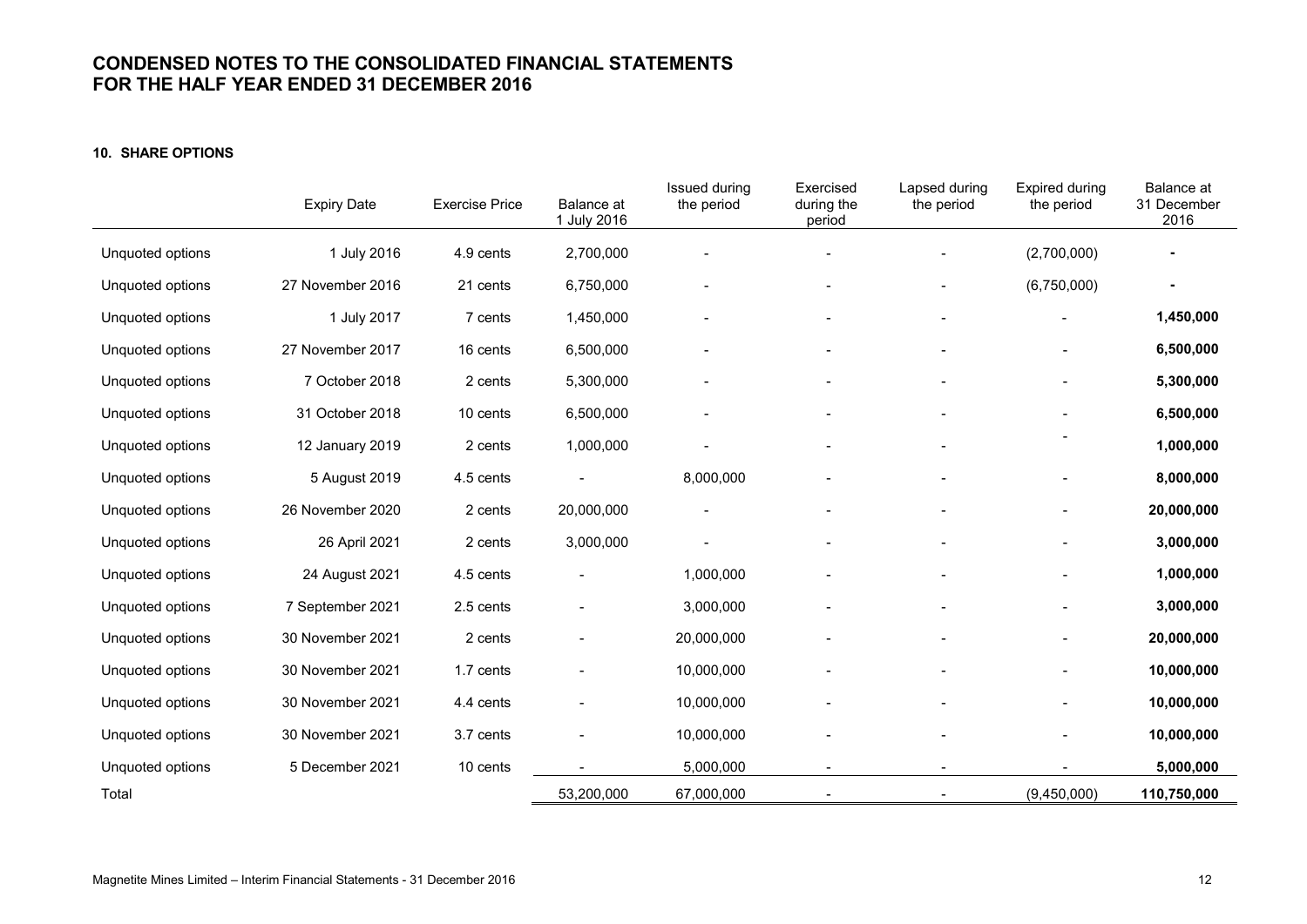# CONDENSED NOTES TO THE CONSOLIDATED FINANCIAL STATEMENTS FOR THE HALF YEAR ENDED 31 DECEMBER 2016

### 10. SHARE OPTIONS

| | Expiry Date | Exercise Price | Balance at 1 July 2016 | Issued during the period | Exercised during the period | Lapsed during the period | Expired during the period | Balance at 31 December 2016 |
|---|---|---|---|---|---|---|---|---|
| Unquoted options | 1 July 2016 | 4.9 cents | 2,700,000 | - | - | - | (2,700,000) | **-** |
| Unquoted options | 27 November 2016 | 21 cents | 6,750,000 | - | - | - | (6,750,000) | **-** |
| Unquoted options | 1 July 2017 | 7 cents | 1,450,000 | - | - | - | - | **1,450,000** |
| Unquoted options | 27 November 2017 | 16 cents | 6,500,000 | - | - | - | - | **6,500,000** |
| Unquoted options | 7 October 2018 | 2 cents | 5,300,000 | - | - | - | - | **5,300,000** |
| Unquoted options | 31 October 2018 | 10 cents | 6,500,000 | - | - | - | - | **6,500,000** |
| Unquoted options | 12 January 2019 | 2 cents | 1,000,000 | - | - | - | - | **1,000,000** |
| Unquoted options | 5 August 2019 | 4.5 cents | - | 8,000,000 | - | - | - | **8,000,000** |
| Unquoted options | 26 November 2020 | 2 cents | 20,000,000 | - | - | - | - | **20,000,000** |
| Unquoted options | 26 April 2021 | 2 cents | 3,000,000 | - | - | - | - | **3,000,000** |
| Unquoted options | 24 August 2021 | 4.5 cents | - | 1,000,000 | - | - | - | **1,000,000** |
| Unquoted options | 7 September 2021 | 2.5 cents | - | 3,000,000 | - | - | - | **3,000,000** |
| Unquoted options | 30 November 2021 | 2 cents | - | 20,000,000 | - | - | - | **20,000,000** |
| Unquoted options | 30 November 2021 | 1.7 cents | - | 10,000,000 | - | - | - | **10,000,000** |
| Unquoted options | 30 November 2021 | 4.4 cents | - | 10,000,000 | - | - | - | **10,000,000** |
| Unquoted options | 30 November 2021 | 3.7 cents | - | 10,000,000 | - | - | - | **10,000,000** |
| Unquoted options | 5 December 2021 | 10 cents | - | 5,000,000 | - | - | - | **5,000,000** |
| Total | | | 53,200,000 | 67,000,000 | - | - | (9,450,000) | **110,750,000** |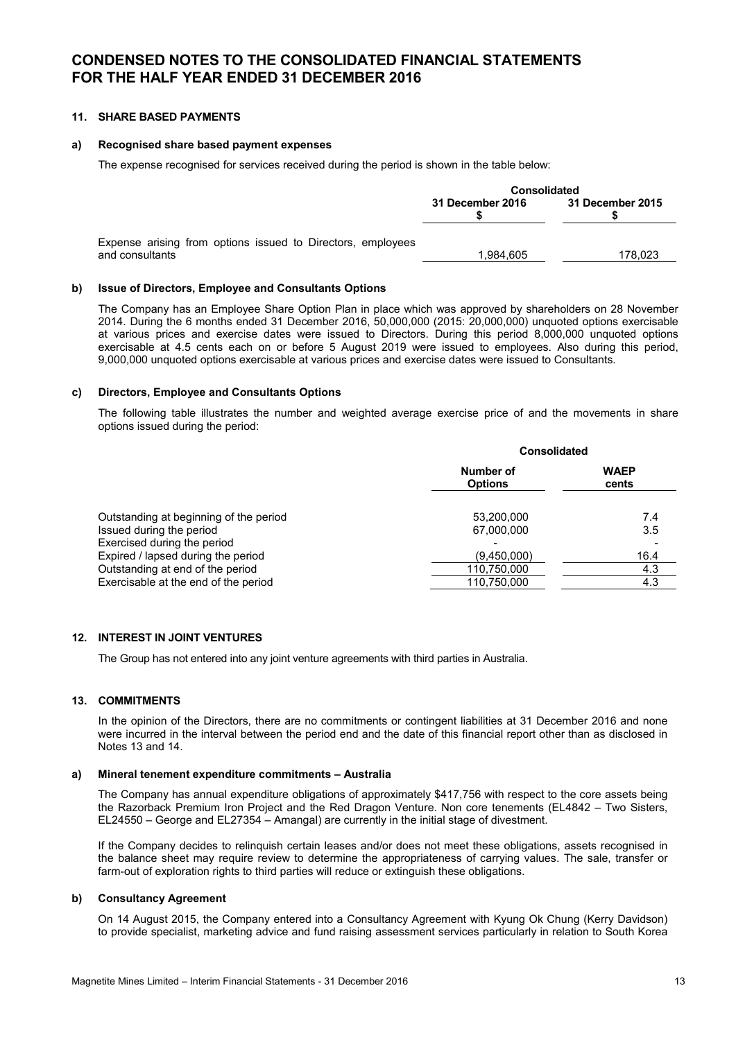# CONDENSED NOTES TO THE CONSOLIDATED FINANCIAL STATEMENTS FOR THE HALF YEAR ENDED 31 DECEMBER 2016

## 11. SHARE BASED PAYMENTS

### a) Recognised share based payment expenses

The expense recognised for services received during the period is shown in the table below:

| | Consolidated | |
|---|---|---|
| | 31 December 2016<br>$ | 31 December 2015<br>$ |
| Expense arising from options issued to Directors, employees and consultants | 1,984,605 | 178,023 |

### b) Issue of Directors, Employee and Consultants Options

The Company has an Employee Share Option Plan in place which was approved by shareholders on 28 November 2014. During the 6 months ended 31 December 2016, 50,000,000 (2015: 20,000,000) unquoted options exercisable at various prices and exercise dates were issued to Directors. During this period 8,000,000 unquoted options exercisable at 4.5 cents each on or before 5 August 2019 were issued to employees. Also during this period, 9,000,000 unquoted options exercisable at various prices and exercise dates were issued to Consultants.

### c) Directors, Employee and Consultants Options

The following table illustrates the number and weighted average exercise price of and the movements in share options issued during the period:

| | Consolidated | |
|---|---|---|
| | Number of Options | WAEP cents |
| Outstanding at beginning of the period | 53,200,000 | 7.4 |
| Issued during the period | 67,000,000 | 3.5 |
| Exercised during the period | - | - |
| Expired / lapsed during the period | (9,450,000) | 16.4 |
| Outstanding at end of the period | 110,750,000 | 4.3 |
| Exercisable at the end of the period | 110,750,000 | 4.3 |

## 12. INTEREST IN JOINT VENTURES

The Group has not entered into any joint venture agreements with third parties in Australia.

## 13. COMMITMENTS

In the opinion of the Directors, there are no commitments or contingent liabilities at 31 December 2016 and none were incurred in the interval between the period end and the date of this financial report other than as disclosed in Notes 13 and 14.

### a) Mineral tenement expenditure commitments – Australia

The Company has annual expenditure obligations of approximately $417,756 with respect to the core assets being the Razorback Premium Iron Project and the Red Dragon Venture. Non core tenements (EL4842 – Two Sisters, EL24550 – George and EL27354 – Amangal) are currently in the initial stage of divestment.

If the Company decides to relinquish certain leases and/or does not meet these obligations, assets recognised in the balance sheet may require review to determine the appropriateness of carrying values. The sale, transfer or farm-out of exploration rights to third parties will reduce or extinguish these obligations.

### b) Consultancy Agreement

On 14 August 2015, the Company entered into a Consultancy Agreement with Kyung Ok Chung (Kerry Davidson) to provide specialist, marketing advice and fund raising assessment services particularly in relation to South Korea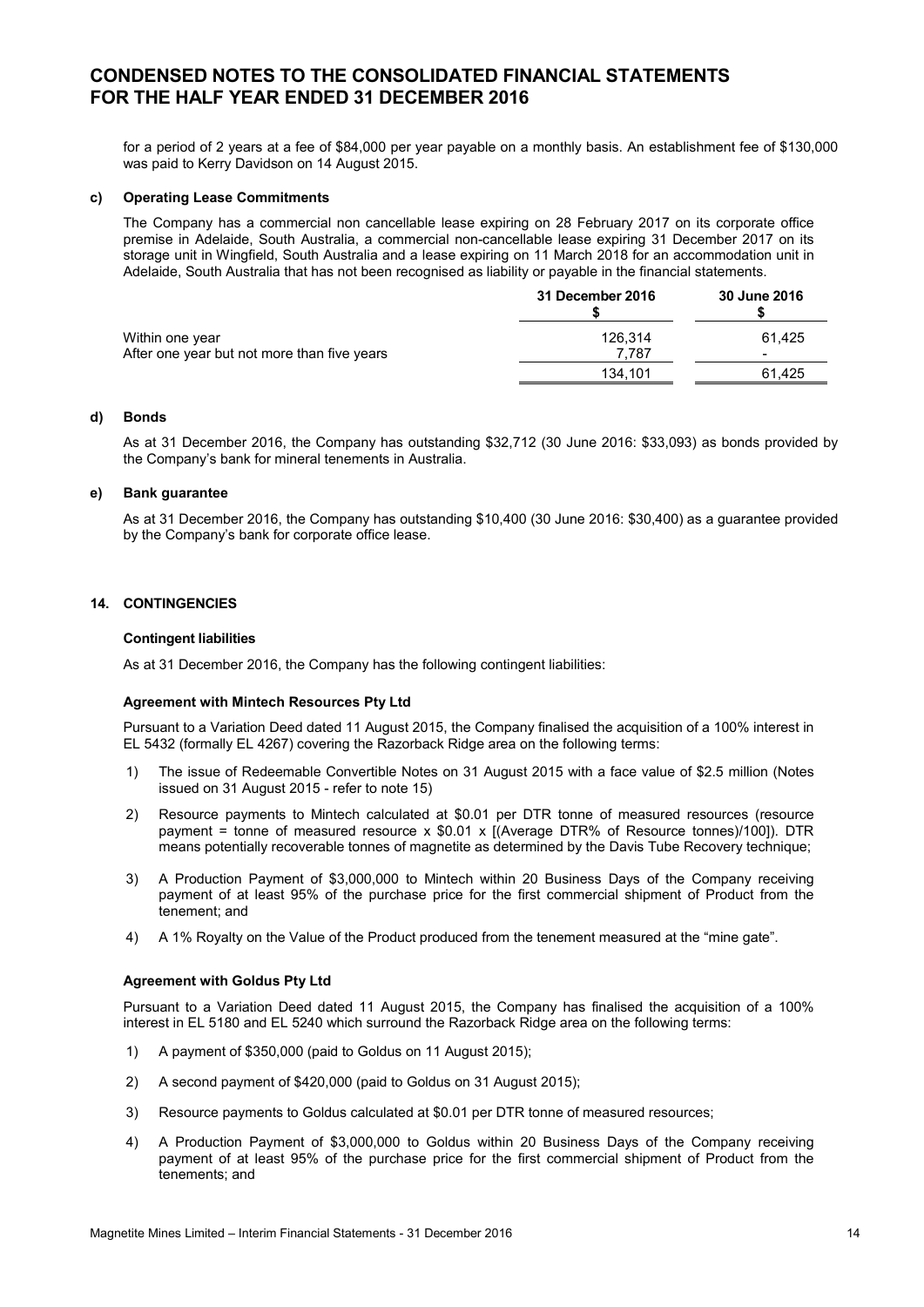# CONDENSED NOTES TO THE CONSOLIDATED FINANCIAL STATEMENTS FOR THE HALF YEAR ENDED 31 DECEMBER 2016

for a period of 2 years at a fee of $84,000 per year payable on a monthly basis. An establishment fee of $130,000 was paid to Kerry Davidson on 14 August 2015.

**c) Operating Lease Commitments**

The Company has a commercial non cancellable lease expiring on 28 February 2017 on its corporate office premise in Adelaide, South Australia, a commercial non-cancellable lease expiring 31 December 2017 on its storage unit in Wingfield, South Australia and a lease expiring on 11 March 2018 for an accommodation unit in Adelaide, South Australia that has not been recognised as liability or payable in the financial statements.

| | 31 December 2016<br>$ | 30 June 2016<br>$ |
|---|---|---|
| Within one year | 126,314 | 61,425 |
| After one year but not more than five years | 7,787 | - |
| | 134,101 | 61,425 |

**d) Bonds**

As at 31 December 2016, the Company has outstanding $32,712 (30 June 2016: $33,093) as bonds provided by the Company's bank for mineral tenements in Australia.

**e) Bank guarantee**

As at 31 December 2016, the Company has outstanding $10,400 (30 June 2016: $30,400) as a guarantee provided by the Company's bank for corporate office lease.

## 14. CONTINGENCIES

**Contingent liabilities**

As at 31 December 2016, the Company has the following contingent liabilities:

**Agreement with Mintech Resources Pty Ltd**

Pursuant to a Variation Deed dated 11 August 2015, the Company finalised the acquisition of a 100% interest in EL 5432 (formally EL 4267) covering the Razorback Ridge area on the following terms:

1) The issue of Redeemable Convertible Notes on 31 August 2015 with a face value of $2.5 million (Notes issued on 31 August 2015 - refer to note 15)
2) Resource payments to Mintech calculated at $0.01 per DTR tonne of measured resources (resource payment = tonne of measured resource x $0.01 x [(Average DTR% of Resource tonnes)/100]). DTR means potentially recoverable tonnes of magnetite as determined by the Davis Tube Recovery technique;
3) A Production Payment of $3,000,000 to Mintech within 20 Business Days of the Company receiving payment of at least 95% of the purchase price for the first commercial shipment of Product from the tenement; and
4) A 1% Royalty on the Value of the Product produced from the tenement measured at the "mine gate".

**Agreement with Goldus Pty Ltd**

Pursuant to a Variation Deed dated 11 August 2015, the Company has finalised the acquisition of a 100% interest in EL 5180 and EL 5240 which surround the Razorback Ridge area on the following terms:

1) A payment of $350,000 (paid to Goldus on 11 August 2015);
2) A second payment of $420,000 (paid to Goldus on 31 August 2015);
3) Resource payments to Goldus calculated at $0.01 per DTR tonne of measured resources;
4) A Production Payment of $3,000,000 to Goldus within 20 Business Days of the Company receiving payment of at least 95% of the purchase price for the first commercial shipment of Product from the tenements; and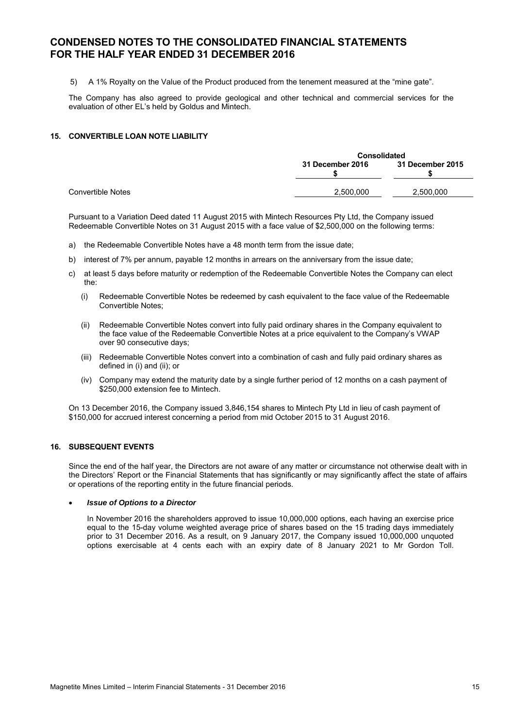# CONDENSED NOTES TO THE CONSOLIDATED FINANCIAL STATEMENTS FOR THE HALF YEAR ENDED 31 DECEMBER 2016

5) A 1% Royalty on the Value of the Product produced from the tenement measured at the "mine gate".

The Company has also agreed to provide geological and other technical and commercial services for the evaluation of other EL's held by Goldus and Mintech.

## 15. CONVERTIBLE LOAN NOTE LIABILITY

| | Consolidated | |
|---|---|---|
| | 31 December 2016 $ | 31 December 2015 $ |
| Convertible Notes | 2,500,000 | 2,500,000 |

Pursuant to a Variation Deed dated 11 August 2015 with Mintech Resources Pty Ltd, the Company issued Redeemable Convertible Notes on 31 August 2015 with a face value of $2,500,000 on the following terms:

a) the Redeemable Convertible Notes have a 48 month term from the issue date;

b) interest of 7% per annum, payable 12 months in arrears on the anniversary from the issue date;

c) at least 5 days before maturity or redemption of the Redeemable Convertible Notes the Company can elect the:

   (i) Redeemable Convertible Notes be redeemed by cash equivalent to the face value of the Redeemable Convertible Notes;

   (ii) Redeemable Convertible Notes convert into fully paid ordinary shares in the Company equivalent to the face value of the Redeemable Convertible Notes at a price equivalent to the Company's VWAP over 90 consecutive days;

   (iii) Redeemable Convertible Notes convert into a combination of cash and fully paid ordinary shares as defined in (i) and (ii); or

   (iv) Company may extend the maturity date by a single further period of 12 months on a cash payment of $250,000 extension fee to Mintech.

On 13 December 2016, the Company issued 3,846,154 shares to Mintech Pty Ltd in lieu of cash payment of $150,000 for accrued interest concerning a period from mid October 2015 to 31 August 2016.

## 16. SUBSEQUENT EVENTS

Since the end of the half year, the Directors are not aware of any matter or circumstance not otherwise dealt with in the Directors' Report or the Financial Statements that has significantly or may significantly affect the state of affairs or operations of the reporting entity in the future financial periods.

- ***Issue of Options to a Director***

  In November 2016 the shareholders approved to issue 10,000,000 options, each having an exercise price equal to the 15-day volume weighted average price of shares based on the 15 trading days immediately prior to 31 December 2016. As a result, on 9 January 2017, the Company issued 10,000,000 unquoted options exercisable at 4 cents each with an expiry date of 8 January 2021 to Mr Gordon Toll.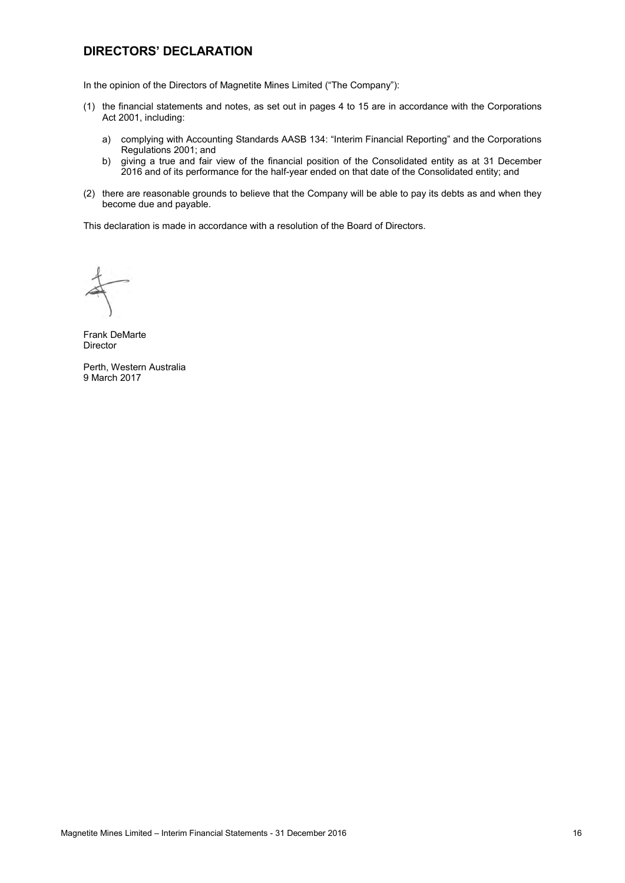## DIRECTORS' DECLARATION

In the opinion of the Directors of Magnetite Mines Limited ("The Company"):

(1) the financial statements and notes, as set out in pages 4 to 15 are in accordance with the Corporations Act 2001, including:

   a) complying with Accounting Standards AASB 134: "Interim Financial Reporting" and the Corporations Regulations 2001; and
   b) giving a true and fair view of the financial position of the Consolidated entity as at 31 December 2016 and of its performance for the half-year ended on that date of the Consolidated entity; and

(2) there are reasonable grounds to believe that the Company will be able to pay its debts as and when they become due and payable.

This declaration is made in accordance with a resolution of the Board of Directors.

Frank DeMarte
Director

Perth, Western Australia
9 March 2017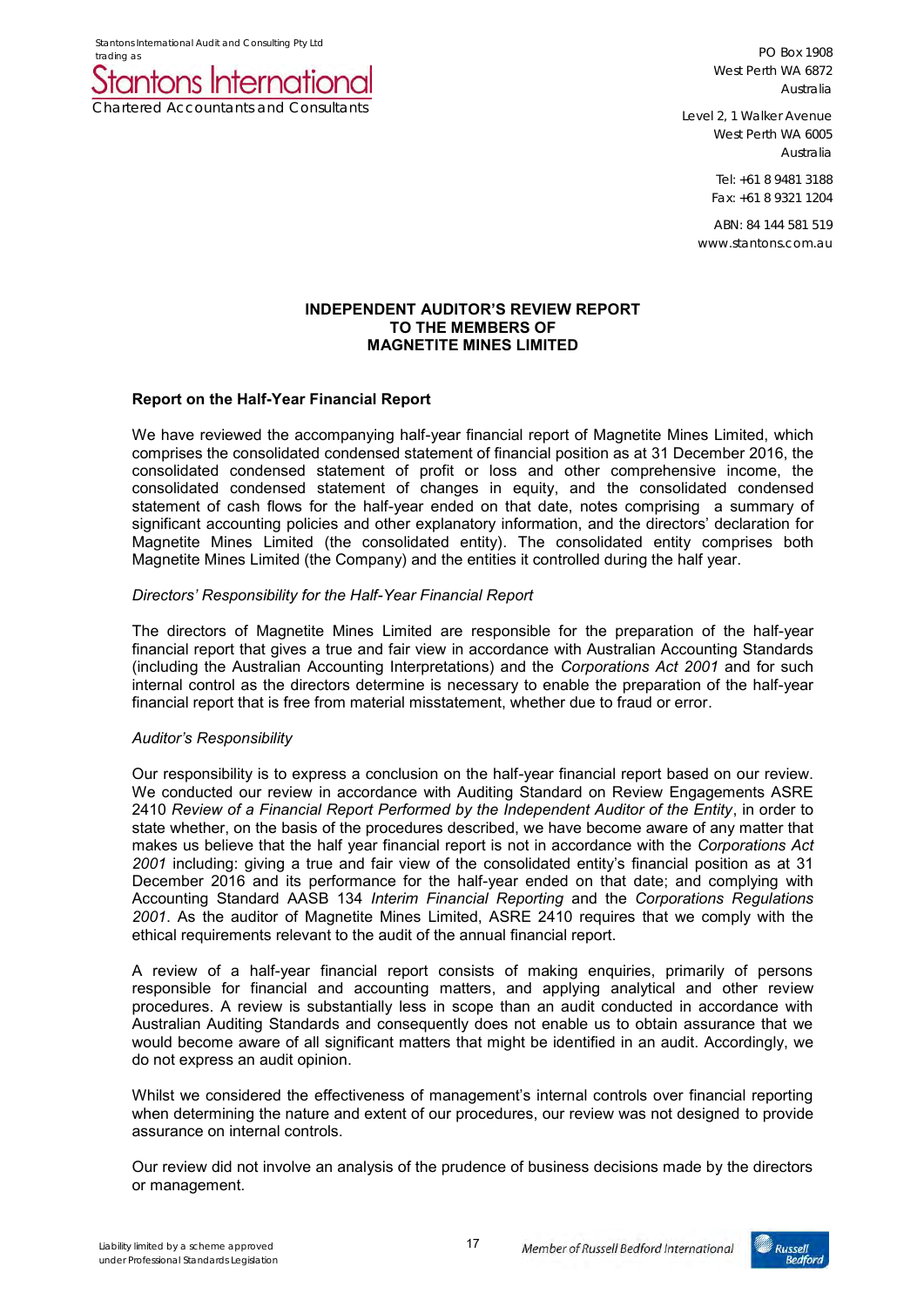Stantons International Audit and Consulting Pty Ltd trading as

**Stantons International**

Chartered Accountants and Consultants

PO Box 1908
West Perth WA 6872
Australia

Level 2, 1 Walker Avenue
West Perth WA 6005
Australia

Tel: +61 8 9481 3188
Fax: +61 8 9321 1204

ABN: 84 144 581 519
www.stantons.com.au

# INDEPENDENT AUDITOR'S REVIEW REPORT TO THE MEMBERS OF MAGNETITE MINES LIMITED

## Report on the Half-Year Financial Report

We have reviewed the accompanying half-year financial report of Magnetite Mines Limited, which comprises the consolidated condensed statement of financial position as at 31 December 2016, the consolidated condensed statement of profit or loss and other comprehensive income, the consolidated condensed statement of changes in equity, and the consolidated condensed statement of cash flows for the half-year ended on that date, notes comprising a summary of significant accounting policies and other explanatory information, and the directors' declaration for Magnetite Mines Limited (the consolidated entity). The consolidated entity comprises both Magnetite Mines Limited (the Company) and the entities it controlled during the half year.

### *Directors' Responsibility for the Half-Year Financial Report*

The directors of Magnetite Mines Limited are responsible for the preparation of the half-year financial report that gives a true and fair view in accordance with Australian Accounting Standards (including the Australian Accounting Interpretations) and the *Corporations Act 2001* and for such internal control as the directors determine is necessary to enable the preparation of the half-year financial report that is free from material misstatement, whether due to fraud or error.

### *Auditor's Responsibility*

Our responsibility is to express a conclusion on the half-year financial report based on our review. We conducted our review in accordance with Auditing Standard on Review Engagements ASRE 2410 *Review of a Financial Report Performed by the Independent Auditor of the Entity*, in order to state whether, on the basis of the procedures described, we have become aware of any matter that makes us believe that the half year financial report is not in accordance with the *Corporations Act 2001* including: giving a true and fair view of the consolidated entity's financial position as at 31 December 2016 and its performance for the half-year ended on that date; and complying with Accounting Standard AASB 134 *Interim Financial Reporting* and the *Corporations Regulations 2001*. As the auditor of Magnetite Mines Limited, ASRE 2410 requires that we comply with the ethical requirements relevant to the audit of the annual financial report.

A review of a half-year financial report consists of making enquiries, primarily of persons responsible for financial and accounting matters, and applying analytical and other review procedures. A review is substantially less in scope than an audit conducted in accordance with Australian Auditing Standards and consequently does not enable us to obtain assurance that we would become aware of all significant matters that might be identified in an audit. Accordingly, we do not express an audit opinion.

Whilst we considered the effectiveness of management's internal controls over financial reporting when determining the nature and extent of our procedures, our review was not designed to provide assurance on internal controls.

Our review did not involve an analysis of the prudence of business decisions made by the directors or management.

Liability limited by a scheme approved under Professional Standards Legislation

Member of Russell Bedford International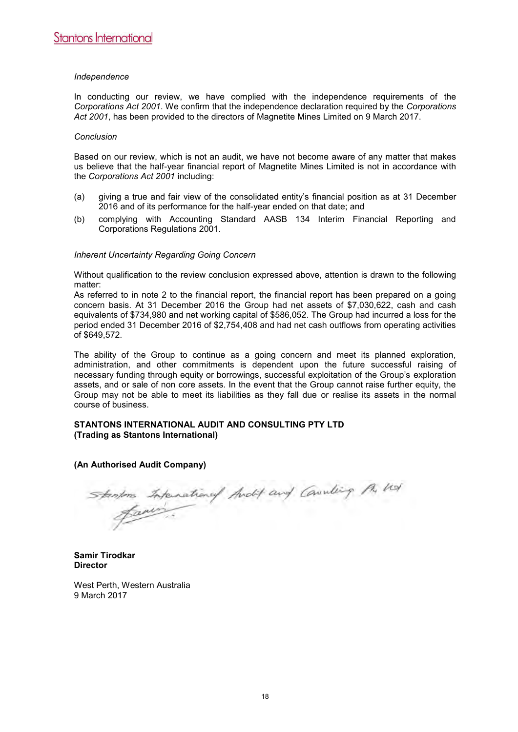*Independence*

In conducting our review, we have complied with the independence requirements of the *Corporations Act 2001*. We confirm that the independence declaration required by the *Corporations Act 2001*, has been provided to the directors of Magnetite Mines Limited on 9 March 2017.

*Conclusion*

Based on our review, which is not an audit, we have not become aware of any matter that makes us believe that the half-year financial report of Magnetite Mines Limited is not in accordance with the *Corporations Act 2001* including:

(a) giving a true and fair view of the consolidated entity's financial position as at 31 December 2016 and of its performance for the half-year ended on that date; and

(b) complying with Accounting Standard AASB 134 Interim Financial Reporting and Corporations Regulations 2001.

*Inherent Uncertainty Regarding Going Concern*

Without qualification to the review conclusion expressed above, attention is drawn to the following matter:
As referred to in note 2 to the financial report, the financial report has been prepared on a going concern basis. At 31 December 2016 the Group had net assets of $7,030,622, cash and cash equivalents of $734,980 and net working capital of $586,052. The Group had incurred a loss for the period ended 31 December 2016 of $2,754,408 and had net cash outflows from operating activities of $649,572.

The ability of the Group to continue as a going concern and meet its planned exploration, administration, and other commitments is dependent upon the future successful raising of necessary funding through equity or borrowings, successful exploitation of the Group's exploration assets, and or sale of non core assets. In the event that the Group cannot raise further equity, the Group may not be able to meet its liabilities as they fall due or realise its assets in the normal course of business.

**STANTONS INTERNATIONAL AUDIT AND CONSULTING PTY LTD**
**(Trading as Stantons International)**

**(An Authorised Audit Company)**

**Samir Tirodkar**
**Director**

West Perth, Western Australia
9 March 2017